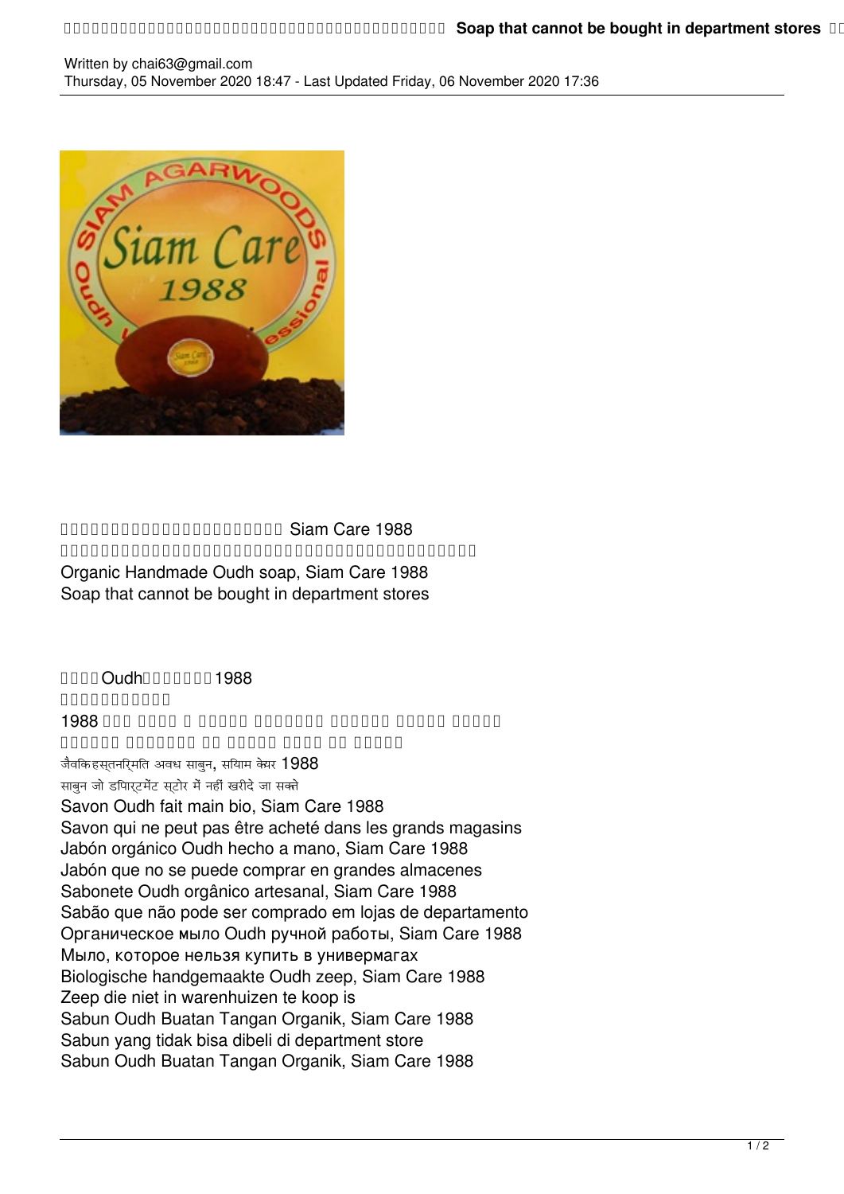□□□□□□□□□□□□□□□□□□□□□□□□□ Siam Care 1988
□□□□□□□□□□□□□□□□□□□□□□□□□□□□□□□□□□□□□□□□□□□□□□□
Organic Handmade Oudh soap, Siam Care 1988
Soap that cannot be bought in department stores

□□□□Oudh□□□□□□□1988
□□□□□□□□□□□
1988 □□□ □□□□ □ □□□□□ □□□□□□□ □□□□□□ □□□□□ □□□□□
□□□□□□ □□□□□□□ □□ □□□□□ □□□□ □□ □□□□□
जैविकहस्तनिर्मित अवध साबुन, सियाम केयर 1988
साबुन जो डिपार्टमेंट स्टोर में नहीं खरीदे जा सकते
Savon Oudh fait main bio, Siam Care 1988
Savon qui ne peut pas être acheté dans les grands magasins
Jabón orgánico Oudh hecho a mano, Siam Care 1988
Jabón que no se puede comprar en grandes almacenes
Sabonete Oudh orgânico artesanal, Siam Care 1988
Sabão que não pode ser comprado em lojas de departamento
Органическое мыло Oudh ручной работы, Siam Care 1988
Мыло, которое нельзя купить в универмагах
Biologische handgemaakte Oudh zeep, Siam Care 1988
Zeep die niet in warenhuizen te koop is
Sabun Oudh Buatan Tangan Organik, Siam Care 1988
Sabun yang tidak bisa dibeli di department store
Sabun Oudh Buatan Tangan Organik, Siam Care 1988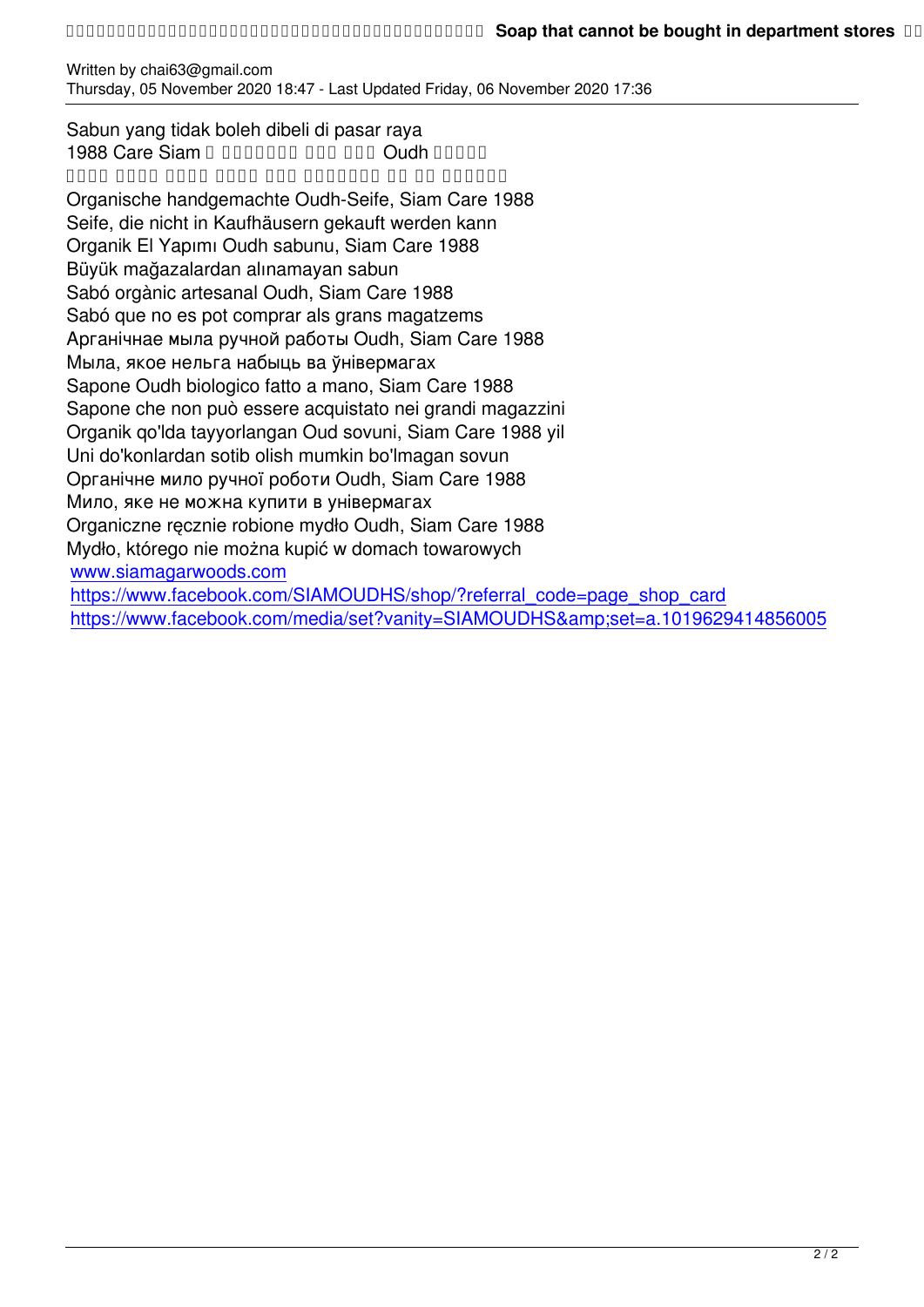Written by chai63@gmail.com
Thursday, 05 November 2020 18:47 - Last Updated Friday, 06 November 2020 17:36

Sabun yang tidak boleh dibeli di pasar raya
1988 Care Siam □ □□□□□□□□ □□□ □□□ Oudh □□□□□
□□□□ □□□□ □□□□ □□□□ □□□ □□□□□□□ □□ □□ □□□□□□
Organische handgemachte Oudh-Seife, Siam Care 1988
Seife, die nicht in Kaufhäusern gekauft werden kann
Organik El Yapımı Oudh sabunu, Siam Care 1988
Büyük mağazalardan alınamayan sabun
Sabó orgànic artesanal Oudh, Siam Care 1988
Sabó que no es pot comprar als grans magatzems
Арганічнае мыла ручной работы Oudh, Siam Care 1988
Мыла, якое нельга набыць ва ўнівермагах
Sapone Oudh biologico fatto a mano, Siam Care 1988
Sapone che non può essere acquistato nei grandi magazzini
Organik qo'lda tayyorlangan Oud sovuni, Siam Care 1988 yil
Uni do'konlardan sotib olish mumkin bo'lmagan sovun
Органічне мило ручної роботи Oudh, Siam Care 1988
Мило, яке не можна купити в універмагах
Organiczne ręcznie robione mydło Oudh, Siam Care 1988
Mydło, którego nie można kupić w domach towarowych
www.siamagarwoods.com
https://www.facebook.com/SIAMOUDHS/shop/?referral_code=page_shop_card
https://www.facebook.com/media/set?vanity=SIAMOUDHS&amp;set=a.1019629414856005